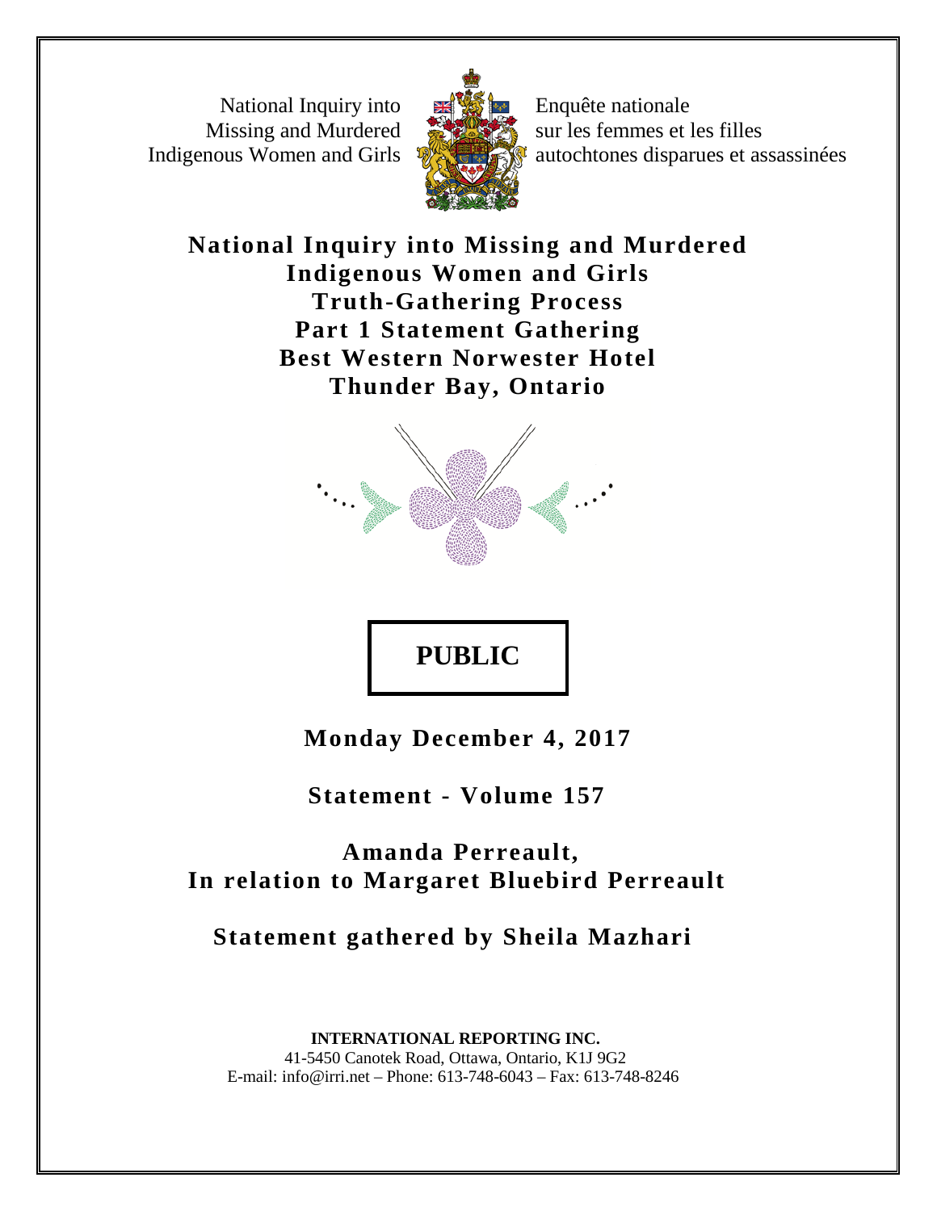National Inquiry into Missing and Murdered Indigenous Women and Girls

Enquête nationale sur les femmes et les filles autochtones disparues et assassinées

# National Inquiry into Missing and Murdered Indigenous Women and Girls
# Truth-Gathering Process
# Part 1 Statement Gathering
# Best Western Norwester Hotel
# Thunder Bay, Ontario

**PUBLIC**

**Monday December 4, 2017**

**Statement - Volume 157**

**Amanda Perreault,**
**In relation to Margaret Bluebird Perreault**

**Statement gathered by Sheila Mazhari**

**INTERNATIONAL REPORTING INC.**
41-5450 Canotek Road, Ottawa, Ontario, K1J 9G2
E-mail: info@irri.net – Phone: 613-748-6043 – Fax: 613-748-8246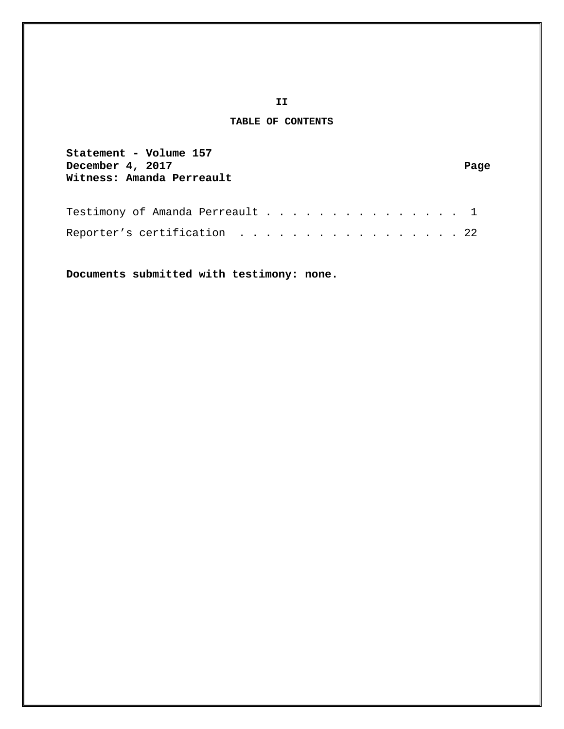**II**

## TABLE OF CONTENTS

**Statement - Volume 157**
**December 4, 2017** **Page**
**Witness: Amanda Perreault**

Testimony of Amanda Perreault . . . . . . . . . . . . . . . 1

Reporter's certification . . . . . . . . . . . . . . . . . 22

**Documents submitted with testimony: none.**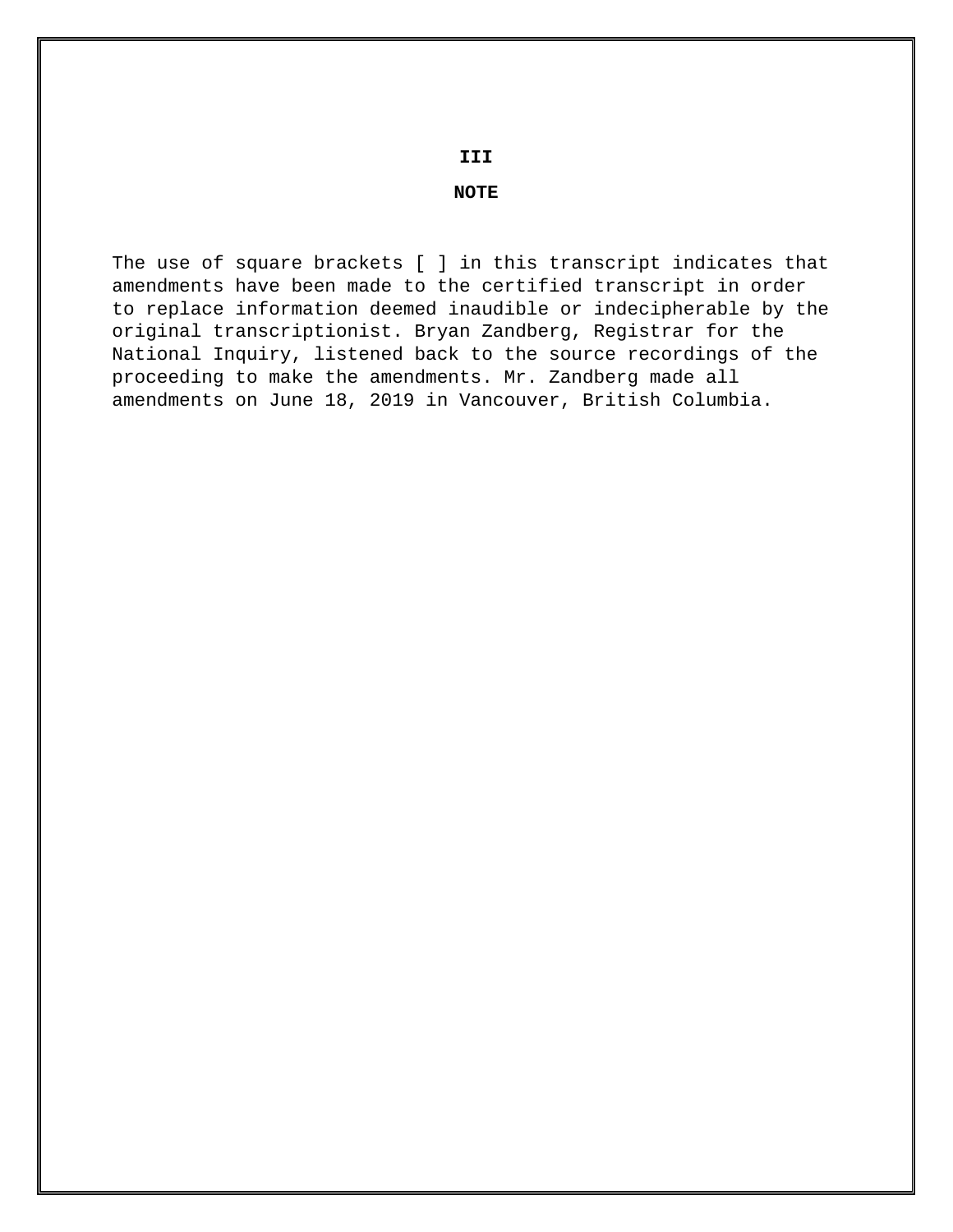**III**

## NOTE

The use of square brackets [ ] in this transcript indicates that amendments have been made to the certified transcript in order to replace information deemed inaudible or indecipherable by the original transcriptionist. Bryan Zandberg, Registrar for the National Inquiry, listened back to the source recordings of the proceeding to make the amendments. Mr. Zandberg made all amendments on June 18, 2019 in Vancouver, British Columbia.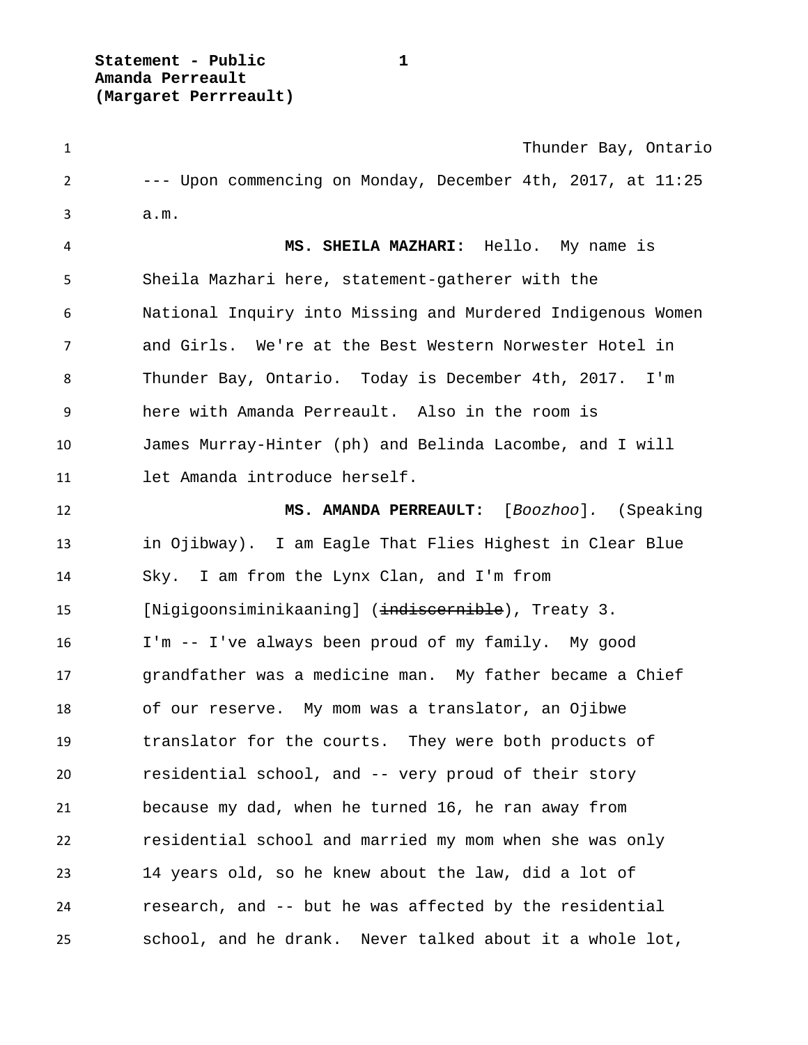Thunder Bay, Ontario

--- Upon commencing on Monday, December 4th, 2017, at 11:25 a.m.

**MS. SHEILA MAZHARI:** Hello. My name is Sheila Mazhari here, statement-gatherer with the National Inquiry into Missing and Murdered Indigenous Women and Girls. We're at the Best Western Norwester Hotel in Thunder Bay, Ontario. Today is December 4th, 2017. I'm here with Amanda Perreault. Also in the room is James Murray-Hinter (ph) and Belinda Lacombe, and I will let Amanda introduce herself.

**MS. AMANDA PERREAULT:** [*Boozhoo*]. (Speaking in Ojibway). I am Eagle That Flies Highest in Clear Blue Sky. I am from the Lynx Clan, and I'm from [Nigigoonsiminikaaning] (~~indiscernible~~), Treaty 3. I'm -- I've always been proud of my family. My good grandfather was a medicine man. My father became a Chief of our reserve. My mom was a translator, an Ojibwe translator for the courts. They were both products of residential school, and -- very proud of their story because my dad, when he turned 16, he ran away from residential school and married my mom when she was only 14 years old, so he knew about the law, did a lot of research, and -- but he was affected by the residential school, and he drank. Never talked about it a whole lot,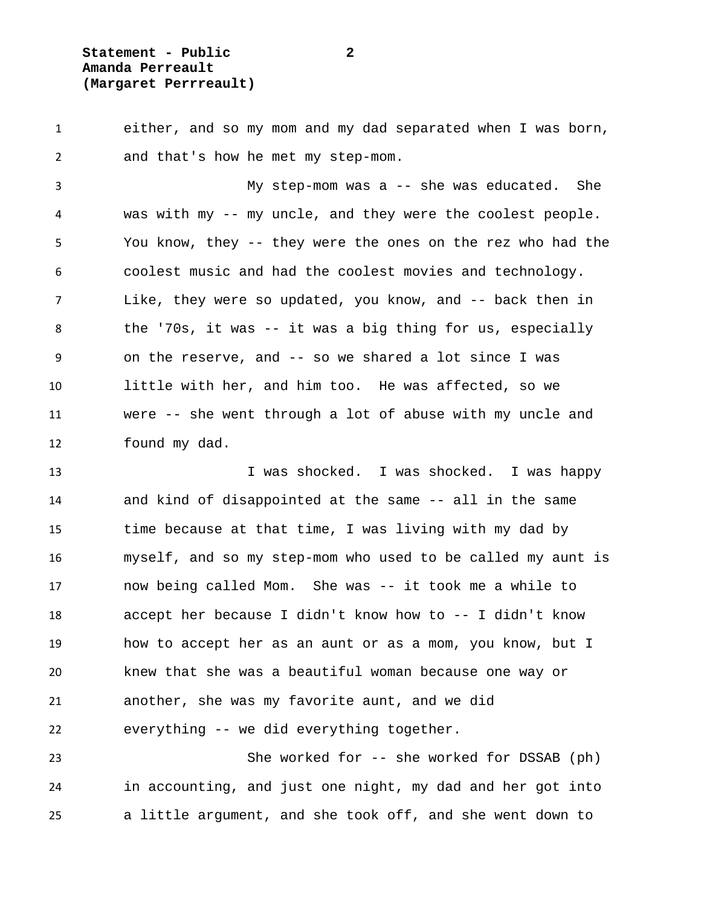either, and so my mom and my dad separated when I was born, and that's how he met my step-mom.

My step-mom was a -- she was educated. She was with my -- my uncle, and they were the coolest people. You know, they -- they were the ones on the rez who had the coolest music and had the coolest movies and technology. Like, they were so updated, you know, and -- back then in the '70s, it was -- it was a big thing for us, especially on the reserve, and -- so we shared a lot since I was little with her, and him too. He was affected, so we were -- she went through a lot of abuse with my uncle and found my dad.

I was shocked. I was shocked. I was happy and kind of disappointed at the same -- all in the same time because at that time, I was living with my dad by myself, and so my step-mom who used to be called my aunt is now being called Mom. She was -- it took me a while to accept her because I didn't know how to -- I didn't know how to accept her as an aunt or as a mom, you know, but I knew that she was a beautiful woman because one way or another, she was my favorite aunt, and we did everything -- we did everything together.

She worked for -- she worked for DSSAB (ph) in accounting, and just one night, my dad and her got into a little argument, and she took off, and she went down to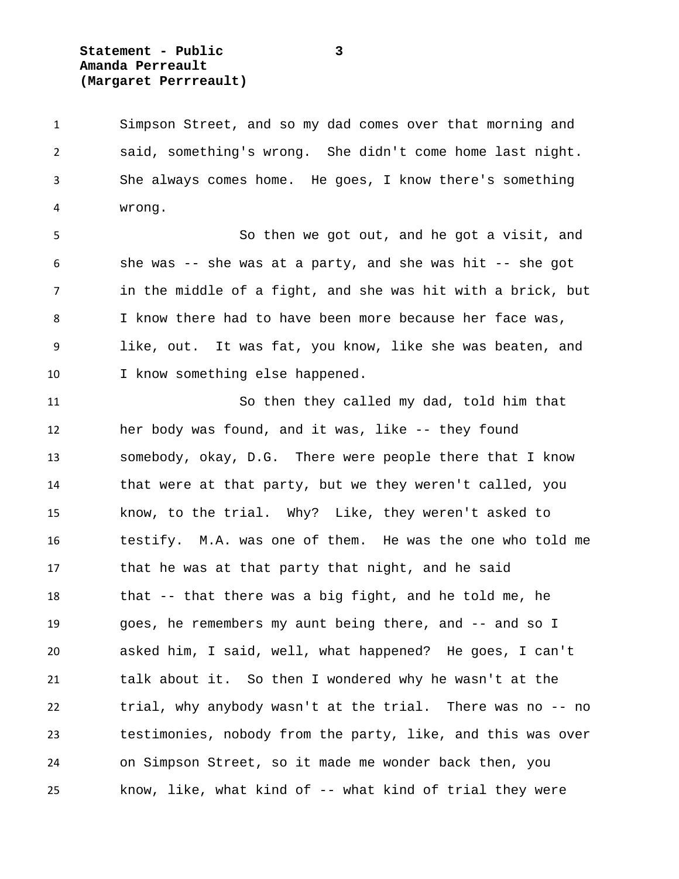Simpson Street, and so my dad comes over that morning and said, something's wrong. She didn't come home last night. She always comes home. He goes, I know there's something wrong.

So then we got out, and he got a visit, and she was -- she was at a party, and she was hit -- she got in the middle of a fight, and she was hit with a brick, but I know there had to have been more because her face was, like, out. It was fat, you know, like she was beaten, and I know something else happened.

So then they called my dad, told him that her body was found, and it was, like -- they found somebody, okay, D.G. There were people there that I know that were at that party, but we they weren't called, you know, to the trial. Why? Like, they weren't asked to testify. M.A. was one of them. He was the one who told me that he was at that party that night, and he said that -- that there was a big fight, and he told me, he goes, he remembers my aunt being there, and -- and so I asked him, I said, well, what happened? He goes, I can't talk about it. So then I wondered why he wasn't at the trial, why anybody wasn't at the trial. There was no -- no testimonies, nobody from the party, like, and this was over on Simpson Street, so it made me wonder back then, you know, like, what kind of -- what kind of trial they were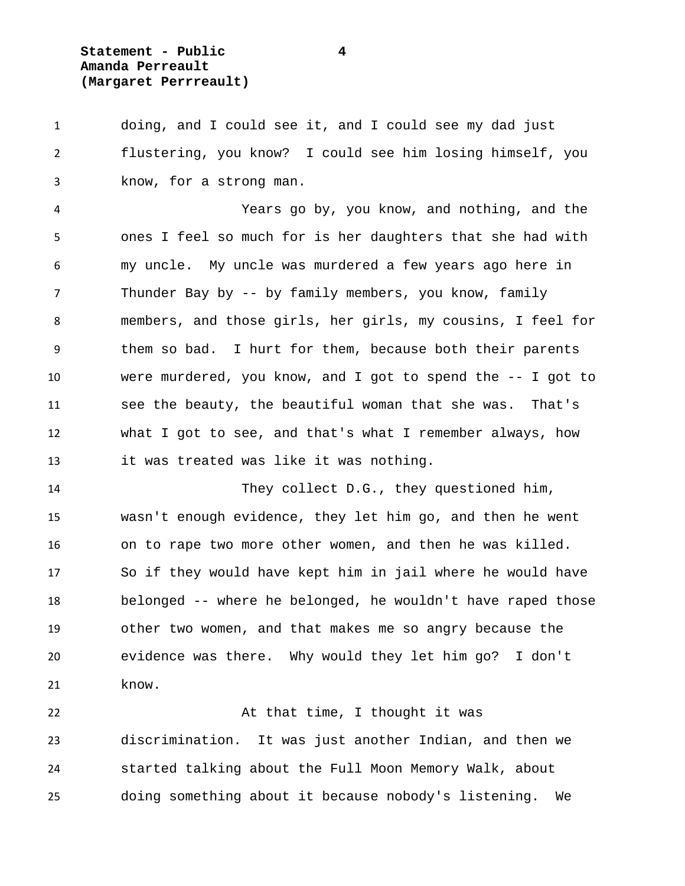doing, and I could see it, and I could see my dad just flustering, you know? I could see him losing himself, you know, for a strong man.

Years go by, you know, and nothing, and the ones I feel so much for is her daughters that she had with my uncle. My uncle was murdered a few years ago here in Thunder Bay by -- by family members, you know, family members, and those girls, her girls, my cousins, I feel for them so bad. I hurt for them, because both their parents were murdered, you know, and I got to spend the -- I got to see the beauty, the beautiful woman that she was. That's what I got to see, and that's what I remember always, how it was treated was like it was nothing.

They collect D.G., they questioned him, wasn't enough evidence, they let him go, and then he went on to rape two more other women, and then he was killed. So if they would have kept him in jail where he would have belonged -- where he belonged, he wouldn't have raped those other two women, and that makes me so angry because the evidence was there. Why would they let him go? I don't know.

At that time, I thought it was discrimination. It was just another Indian, and then we started talking about the Full Moon Memory Walk, about doing something about it because nobody's listening. We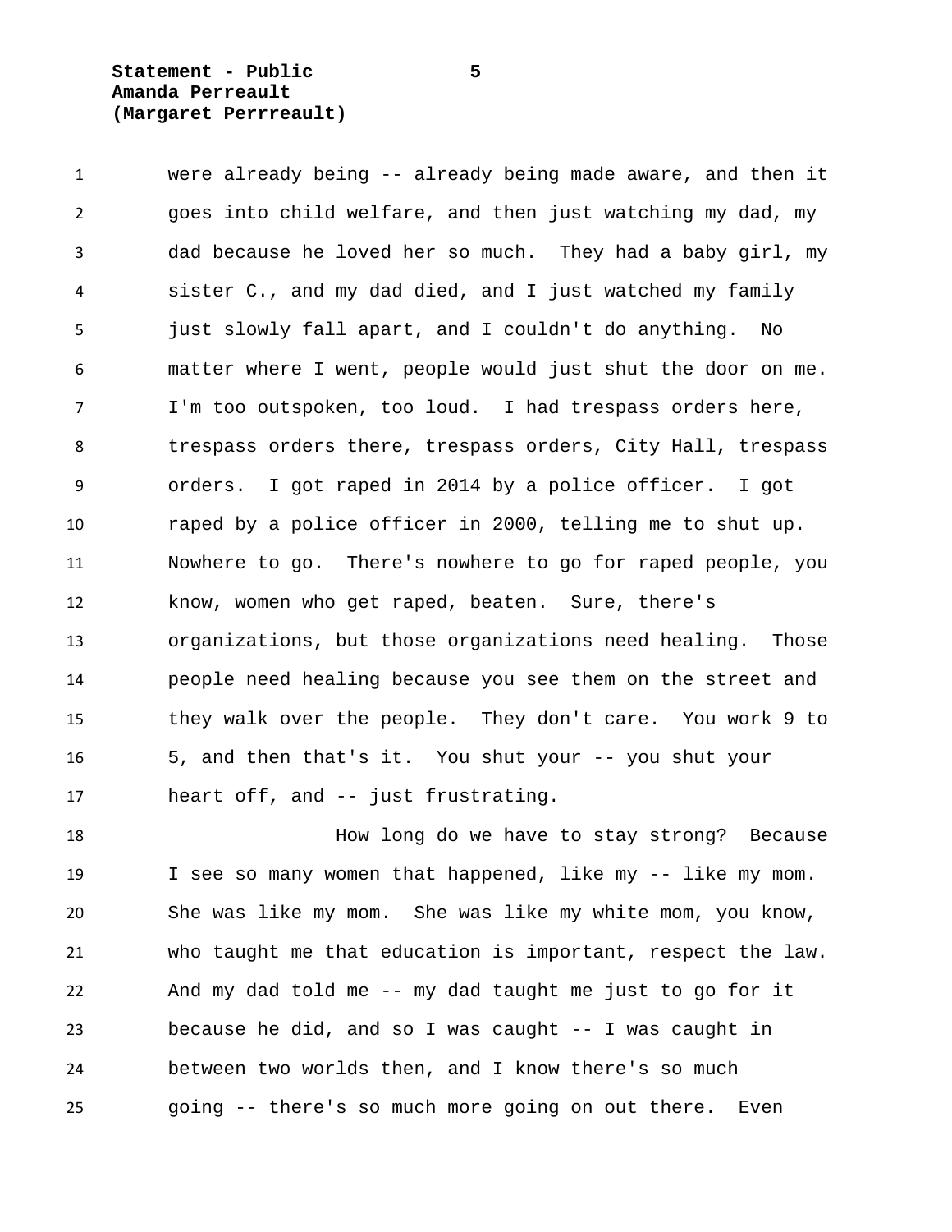were already being -- already being made aware, and then it goes into child welfare, and then just watching my dad, my dad because he loved her so much. They had a baby girl, my sister C., and my dad died, and I just watched my family just slowly fall apart, and I couldn't do anything. No matter where I went, people would just shut the door on me. I'm too outspoken, too loud. I had trespass orders here, trespass orders there, trespass orders, City Hall, trespass orders. I got raped in 2014 by a police officer. I got raped by a police officer in 2000, telling me to shut up. Nowhere to go. There's nowhere to go for raped people, you know, women who get raped, beaten. Sure, there's organizations, but those organizations need healing. Those people need healing because you see them on the street and they walk over the people. They don't care. You work 9 to 5, and then that's it. You shut your -- you shut your heart off, and -- just frustrating.

How long do we have to stay strong? Because I see so many women that happened, like my -- like my mom. She was like my mom. She was like my white mom, you know, who taught me that education is important, respect the law. And my dad told me -- my dad taught me just to go for it because he did, and so I was caught -- I was caught in between two worlds then, and I know there's so much going -- there's so much more going on out there. Even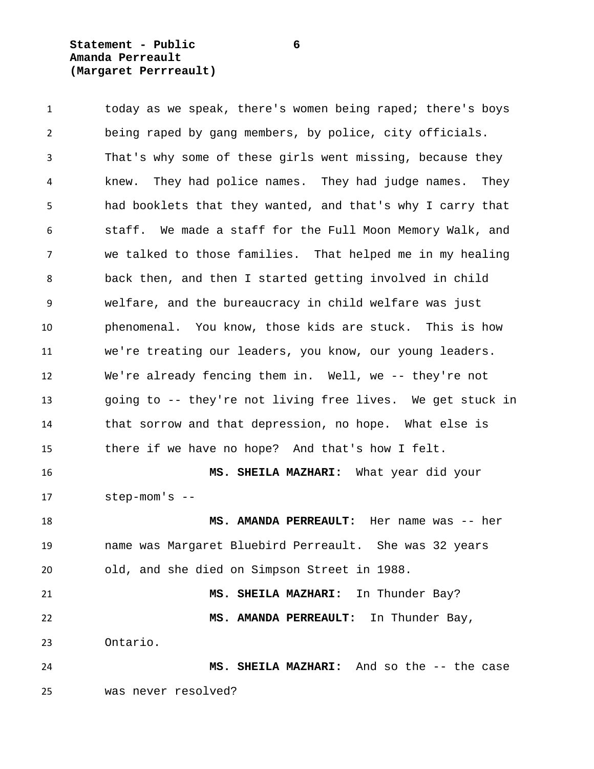today as we speak, there's women being raped; there's boys being raped by gang members, by police, city officials. That's why some of these girls went missing, because they knew. They had police names. They had judge names. They had booklets that they wanted, and that's why I carry that staff. We made a staff for the Full Moon Memory Walk, and we talked to those families. That helped me in my healing back then, and then I started getting involved in child welfare, and the bureaucracy in child welfare was just phenomenal. You know, those kids are stuck. This is how we're treating our leaders, you know, our young leaders. We're already fencing them in. Well, we -- they're not going to -- they're not living free lives. We get stuck in that sorrow and that depression, no hope. What else is there if we have no hope? And that's how I felt.

**MS. SHEILA MAZHARI:** What year did your step-mom's --

**MS. AMANDA PERREAULT:** Her name was -- her name was Margaret Bluebird Perreault. She was 32 years old, and she died on Simpson Street in 1988.

**MS. SHEILA MAZHARI:** In Thunder Bay?

**MS. AMANDA PERREAULT:** In Thunder Bay, Ontario.

**MS. SHEILA MAZHARI:** And so the -- the case was never resolved?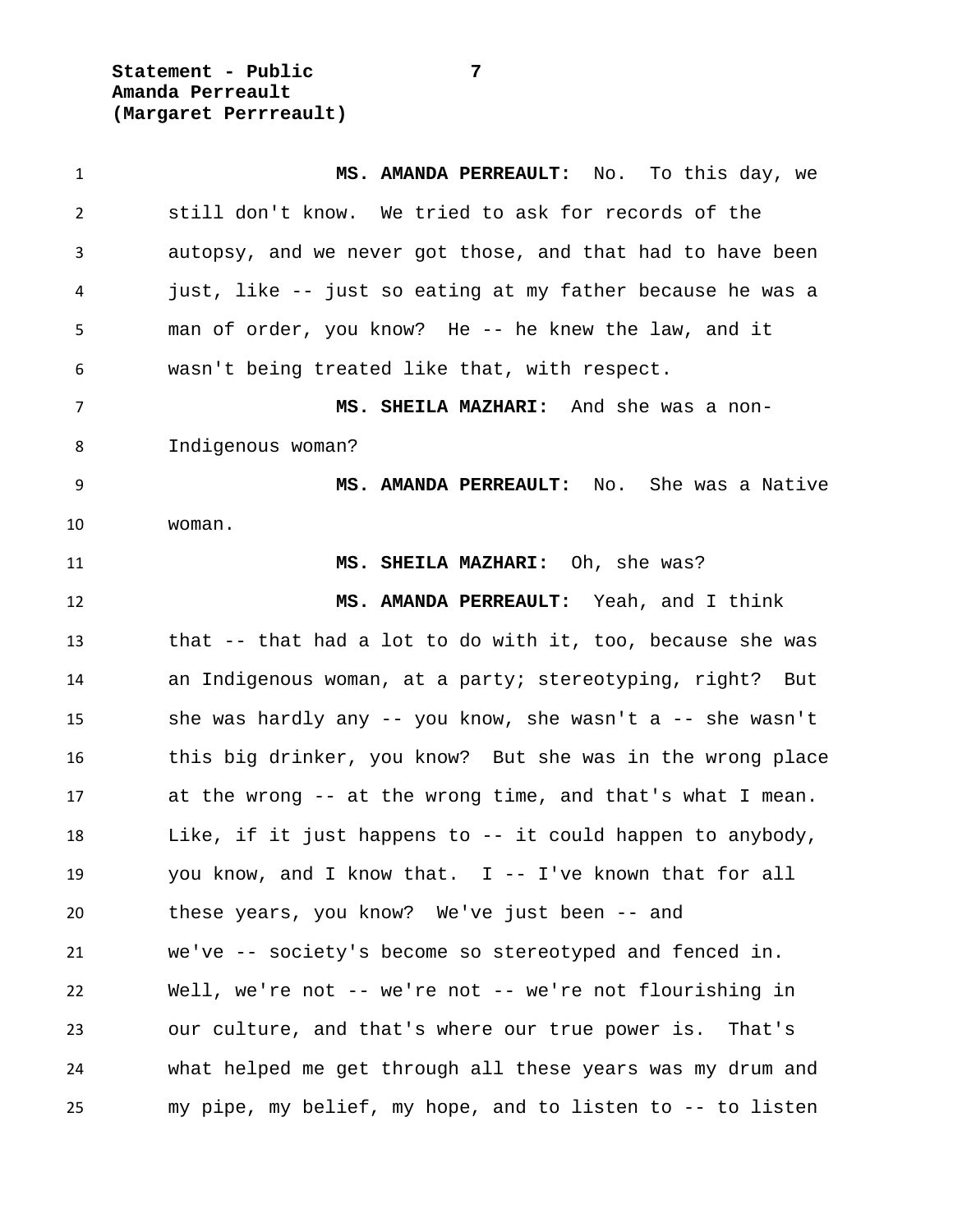**MS. AMANDA PERREAULT:** No. To this day, we still don't know. We tried to ask for records of the autopsy, and we never got those, and that had to have been just, like -- just so eating at my father because he was a man of order, you know? He -- he knew the law, and it wasn't being treated like that, with respect.

**MS. SHEILA MAZHARI:** And she was a non-Indigenous woman?

**MS. AMANDA PERREAULT:** No. She was a Native woman.

**MS. SHEILA MAZHARI:** Oh, she was?

**MS. AMANDA PERREAULT:** Yeah, and I think that -- that had a lot to do with it, too, because she was an Indigenous woman, at a party; stereotyping, right? But she was hardly any -- you know, she wasn't a -- she wasn't this big drinker, you know? But she was in the wrong place at the wrong -- at the wrong time, and that's what I mean. Like, if it just happens to -- it could happen to anybody, you know, and I know that. I -- I've known that for all these years, you know? We've just been -- and we've -- society's become so stereotyped and fenced in. Well, we're not -- we're not -- we're not flourishing in our culture, and that's where our true power is. That's what helped me get through all these years was my drum and my pipe, my belief, my hope, and to listen to -- to listen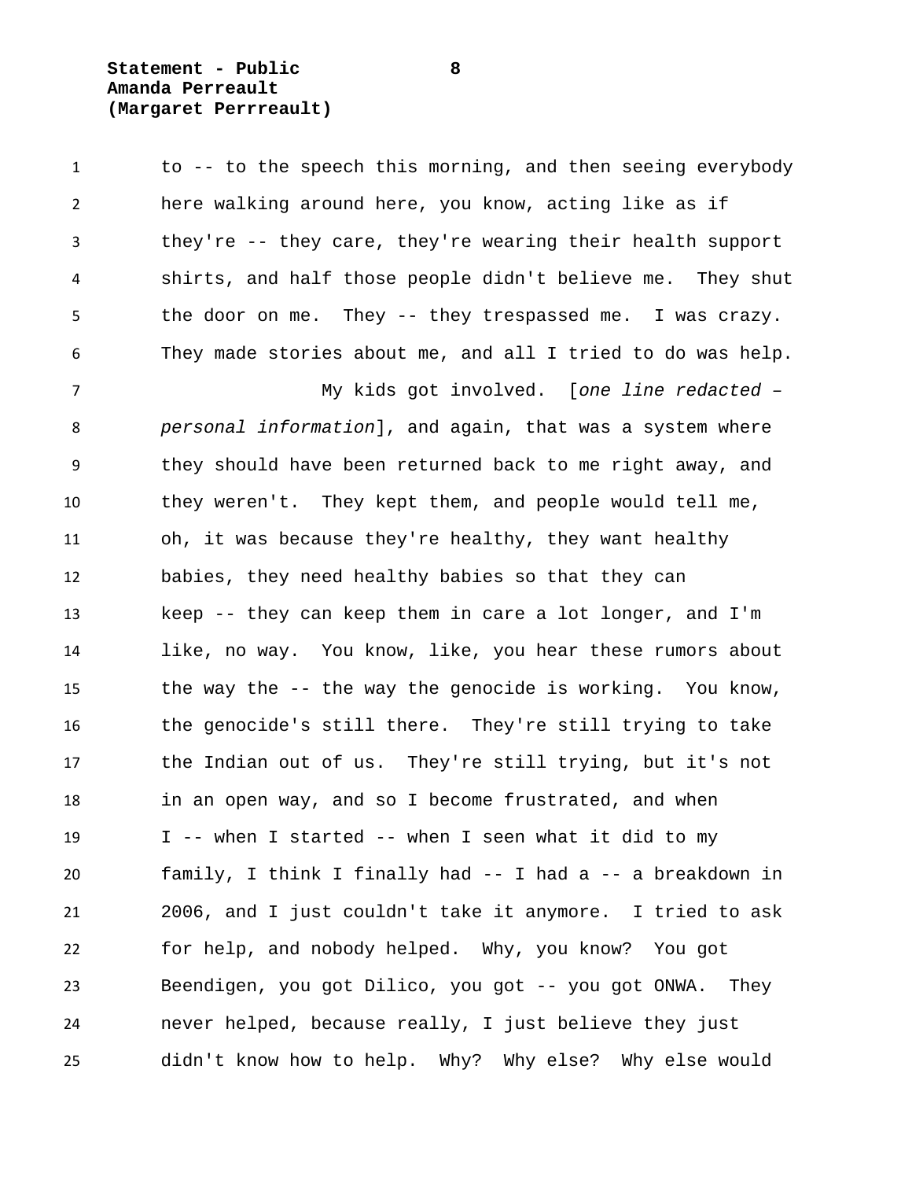to -- to the speech this morning, and then seeing everybody here walking around here, you know, acting like as if they're -- they care, they're wearing their health support shirts, and half those people didn't believe me. They shut the door on me. They -- they trespassed me. I was crazy. They made stories about me, and all I tried to do was help.

My kids got involved. [*one line redacted – personal information*], and again, that was a system where they should have been returned back to me right away, and they weren't. They kept them, and people would tell me, oh, it was because they're healthy, they want healthy babies, they need healthy babies so that they can keep -- they can keep them in care a lot longer, and I'm like, no way. You know, like, you hear these rumors about the way the -- the way the genocide is working. You know, the genocide's still there. They're still trying to take the Indian out of us. They're still trying, but it's not in an open way, and so I become frustrated, and when I -- when I started -- when I seen what it did to my family, I think I finally had -- I had a -- a breakdown in 2006, and I just couldn't take it anymore. I tried to ask for help, and nobody helped. Why, you know? You got Beendigen, you got Dilico, you got -- you got ONWA. They never helped, because really, I just believe they just didn't know how to help. Why? Why else? Why else would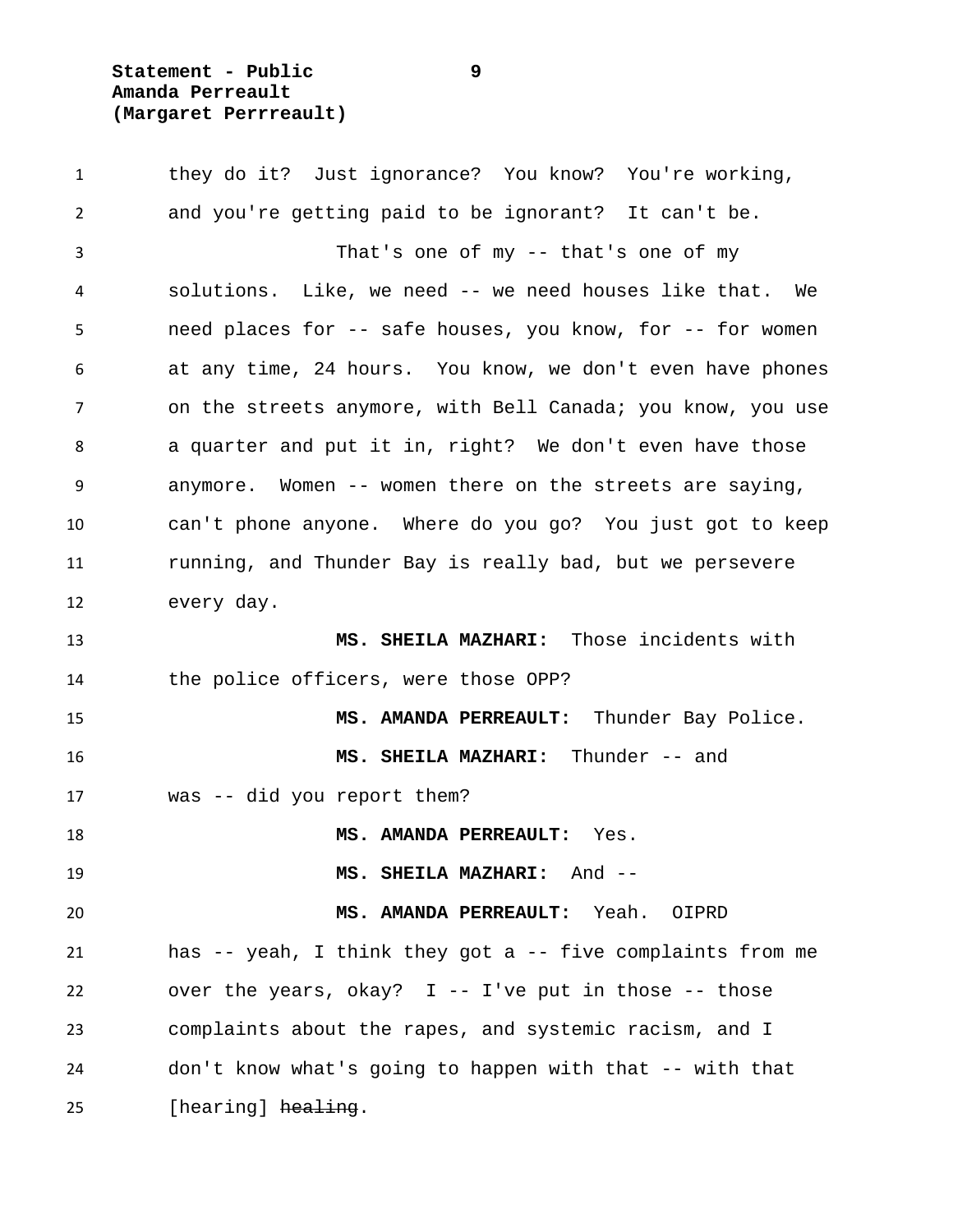they do it? Just ignorance? You know? You're working, and you're getting paid to be ignorant? It can't be.

That's one of my -- that's one of my solutions. Like, we need -- we need houses like that. We need places for -- safe houses, you know, for -- for women at any time, 24 hours. You know, we don't even have phones on the streets anymore, with Bell Canada; you know, you use a quarter and put it in, right? We don't even have those anymore. Women -- women there on the streets are saying, can't phone anyone. Where do you go? You just got to keep running, and Thunder Bay is really bad, but we persevere every day.

**MS. SHEILA MAZHARI:** Those incidents with the police officers, were those OPP?

**MS. AMANDA PERREAULT:** Thunder Bay Police.

**MS. SHEILA MAZHARI:** Thunder -- and was -- did you report them?

**MS. AMANDA PERREAULT:** Yes.

**MS. SHEILA MAZHARI:** And --

**MS. AMANDA PERREAULT:** Yeah. OIPRD has -- yeah, I think they got a -- five complaints from me over the years, okay? I -- I've put in those -- those complaints about the rapes, and systemic racism, and I don't know what's going to happen with that -- with that [hearing] ~~healing~~.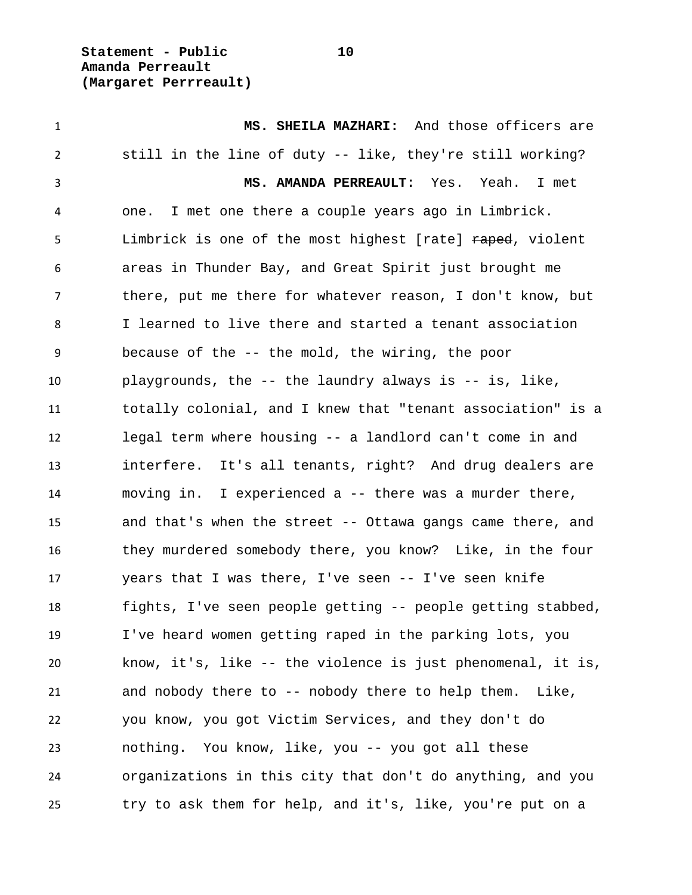**MS. SHEILA MAZHARI:** And those officers are still in the line of duty -- like, they're still working?

**MS. AMANDA PERREAULT:** Yes. Yeah. I met one. I met one there a couple years ago in Limbrick. Limbrick is one of the most highest [rate] ~~raped~~, violent areas in Thunder Bay, and Great Spirit just brought me there, put me there for whatever reason, I don't know, but I learned to live there and started a tenant association because of the -- the mold, the wiring, the poor playgrounds, the -- the laundry always is -- is, like, totally colonial, and I knew that "tenant association" is a legal term where housing -- a landlord can't come in and interfere. It's all tenants, right? And drug dealers are moving in. I experienced a -- there was a murder there, and that's when the street -- Ottawa gangs came there, and they murdered somebody there, you know? Like, in the four years that I was there, I've seen -- I've seen knife fights, I've seen people getting -- people getting stabbed, I've heard women getting raped in the parking lots, you know, it's, like -- the violence is just phenomenal, it is, and nobody there to -- nobody there to help them. Like, you know, you got Victim Services, and they don't do nothing. You know, like, you -- you got all these organizations in this city that don't do anything, and you try to ask them for help, and it's, like, you're put on a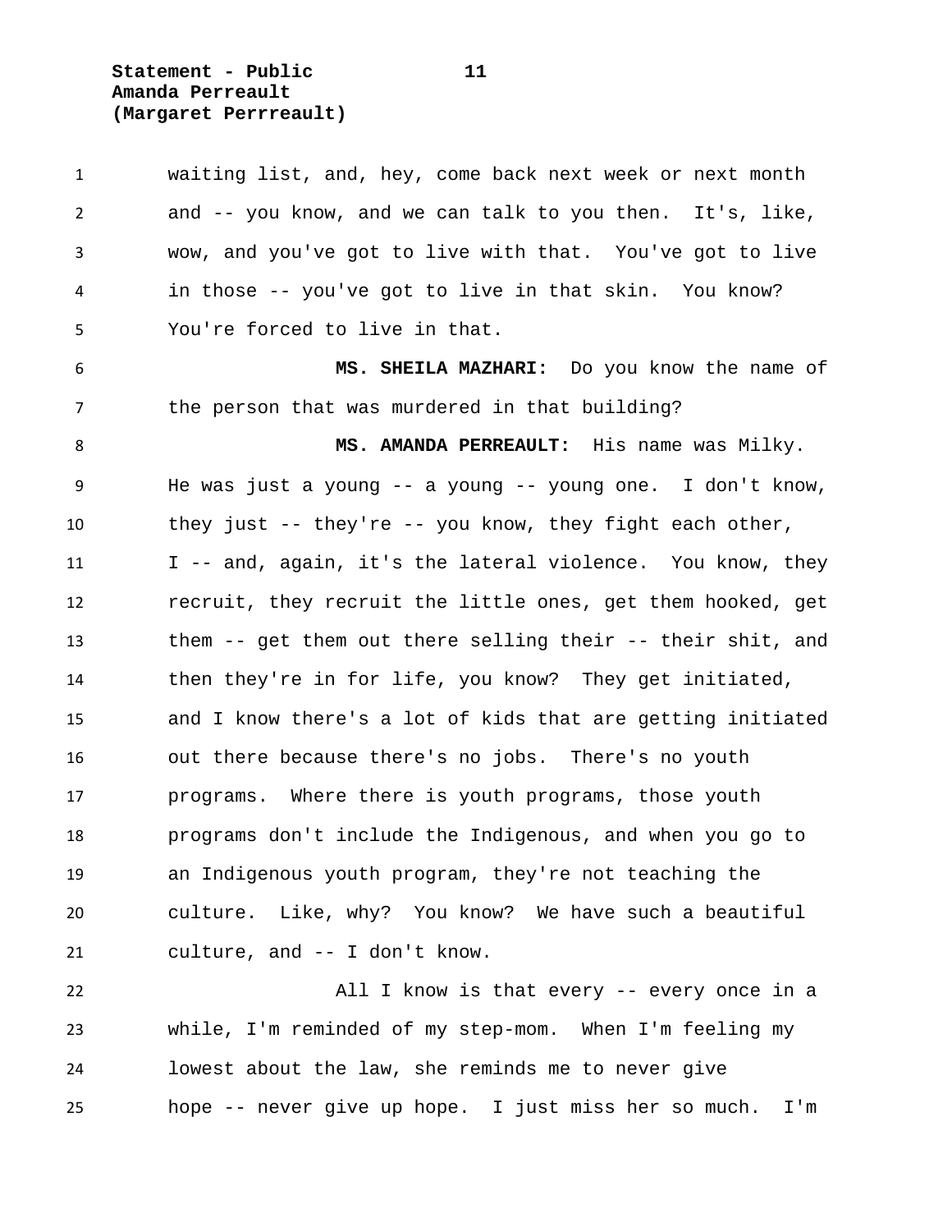waiting list, and, hey, come back next week or next month and -- you know, and we can talk to you then. It's, like, wow, and you've got to live with that. You've got to live in those -- you've got to live in that skin. You know? You're forced to live in that.

**MS. SHEILA MAZHARI:** Do you know the name of the person that was murdered in that building?

**MS. AMANDA PERREAULT:** His name was Milky. He was just a young -- a young -- young one. I don't know, they just -- they're -- you know, they fight each other, I -- and, again, it's the lateral violence. You know, they recruit, they recruit the little ones, get them hooked, get them -- get them out there selling their -- their shit, and then they're in for life, you know? They get initiated, and I know there's a lot of kids that are getting initiated out there because there's no jobs. There's no youth programs. Where there is youth programs, those youth programs don't include the Indigenous, and when you go to an Indigenous youth program, they're not teaching the culture. Like, why? You know? We have such a beautiful culture, and -- I don't know.

All I know is that every -- every once in a while, I'm reminded of my step-mom. When I'm feeling my lowest about the law, she reminds me to never give hope -- never give up hope. I just miss her so much. I'm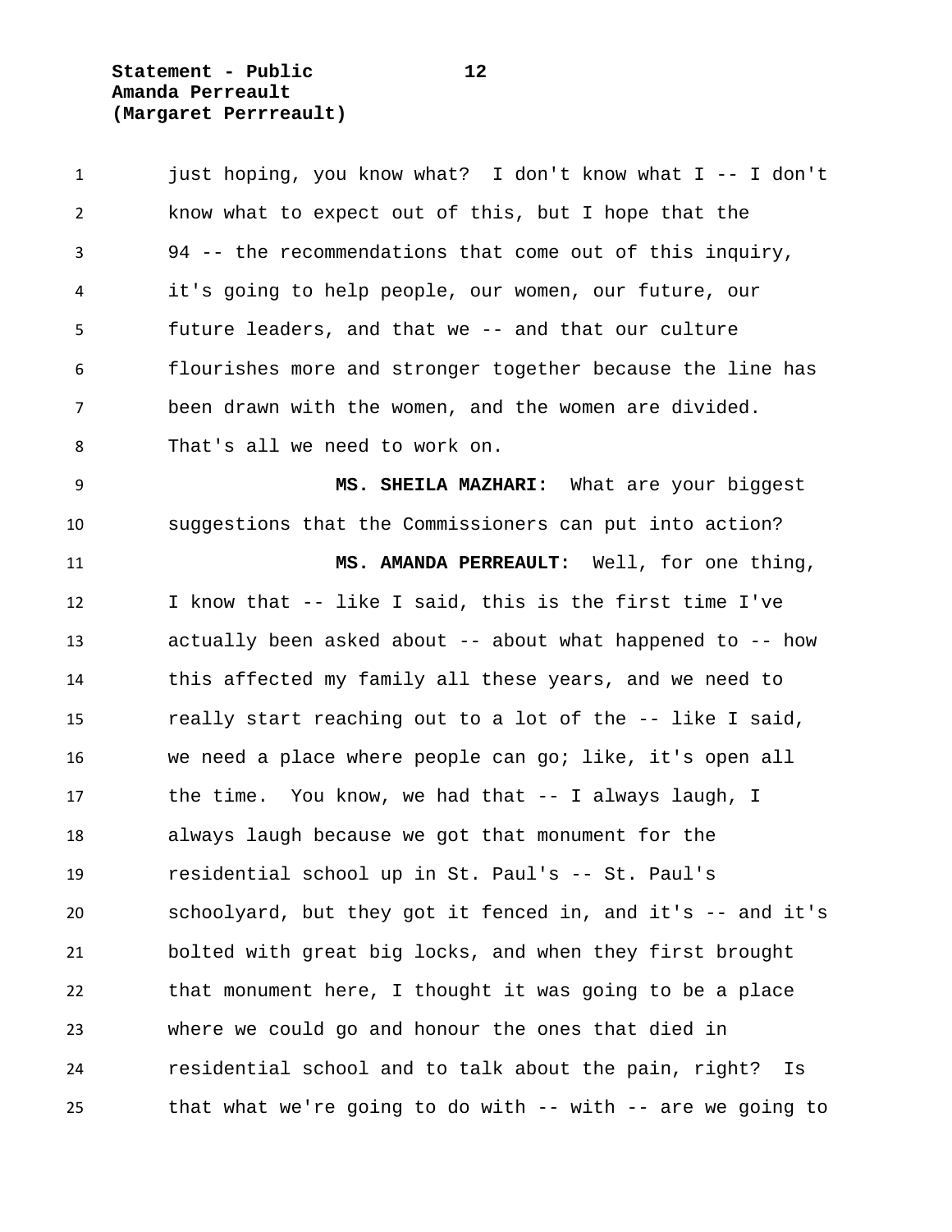just hoping, you know what? I don't know what I -- I don't know what to expect out of this, but I hope that the 94 -- the recommendations that come out of this inquiry, it's going to help people, our women, our future, our future leaders, and that we -- and that our culture flourishes more and stronger together because the line has been drawn with the women, and the women are divided. That's all we need to work on.

**MS. SHEILA MAZHARI:** What are your biggest suggestions that the Commissioners can put into action?

**MS. AMANDA PERREAULT:** Well, for one thing, I know that -- like I said, this is the first time I've actually been asked about -- about what happened to -- how this affected my family all these years, and we need to really start reaching out to a lot of the -- like I said, we need a place where people can go; like, it's open all the time. You know, we had that -- I always laugh, I always laugh because we got that monument for the residential school up in St. Paul's -- St. Paul's schoolyard, but they got it fenced in, and it's -- and it's bolted with great big locks, and when they first brought that monument here, I thought it was going to be a place where we could go and honour the ones that died in residential school and to talk about the pain, right? Is that what we're going to do with -- with -- are we going to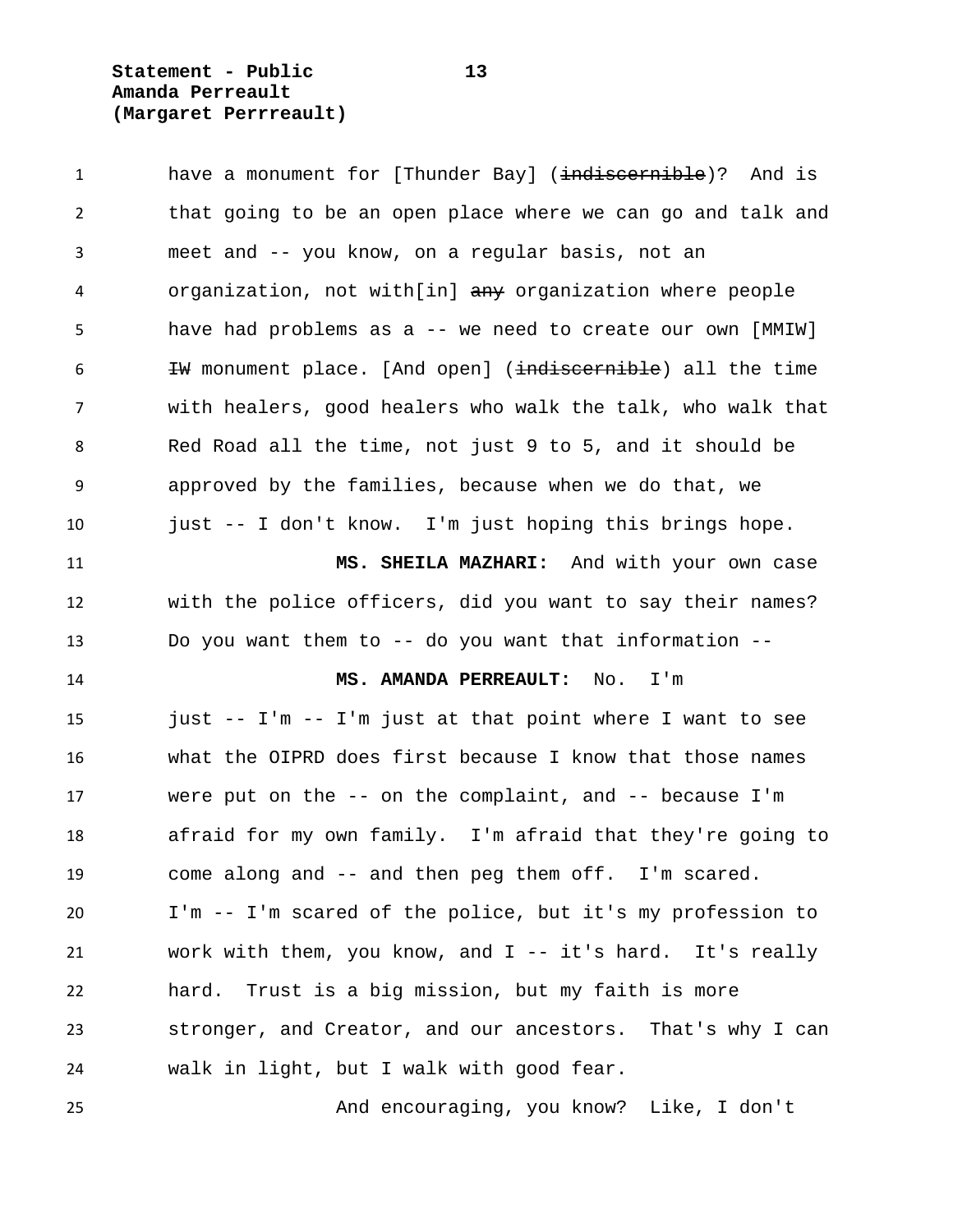have a monument for [Thunder Bay] (~~indiscernible~~)? And is that going to be an open place where we can go and talk and meet and -- you know, on a regular basis, not an organization, not with[in] ~~any~~ organization where people have had problems as a -- we need to create our own [MMIW] ~~IW~~ monument place. [And open] (~~indiscernible~~) all the time with healers, good healers who walk the talk, who walk that Red Road all the time, not just 9 to 5, and it should be approved by the families, because when we do that, we just -- I don't know. I'm just hoping this brings hope.

**MS. SHEILA MAZHARI:** And with your own case with the police officers, did you want to say their names? Do you want them to -- do you want that information --

**MS. AMANDA PERREAULT:** No. I'm just -- I'm -- I'm just at that point where I want to see what the OIPRD does first because I know that those names were put on the -- on the complaint, and -- because I'm afraid for my own family. I'm afraid that they're going to come along and -- and then peg them off. I'm scared. I'm -- I'm scared of the police, but it's my profession to work with them, you know, and I -- it's hard. It's really hard. Trust is a big mission, but my faith is more stronger, and Creator, and our ancestors. That's why I can walk in light, but I walk with good fear.

And encouraging, you know? Like, I don't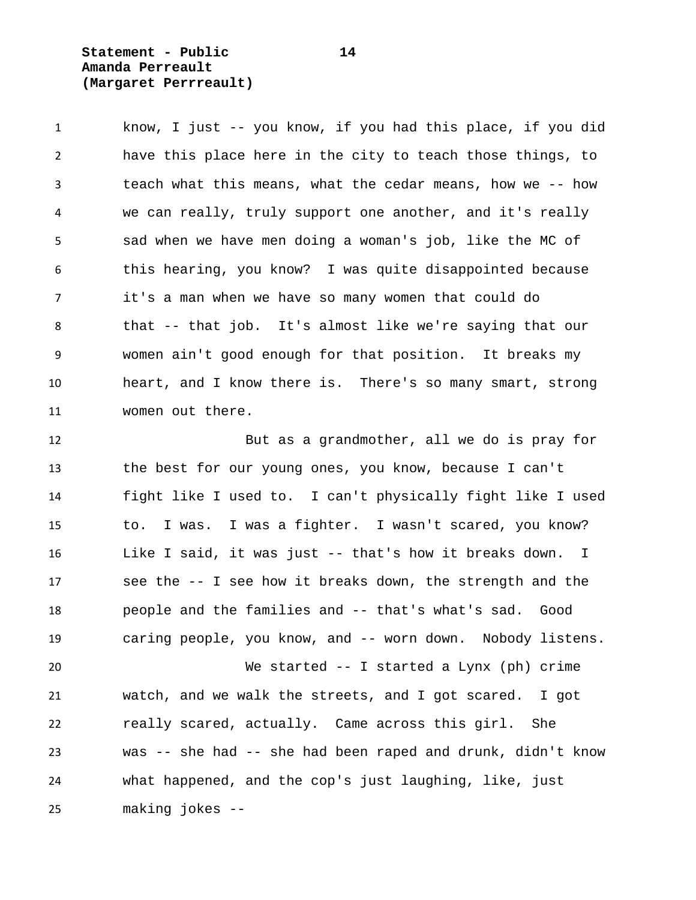know, I just -- you know, if you had this place, if you did have this place here in the city to teach those things, to teach what this means, what the cedar means, how we -- how we can really, truly support one another, and it's really sad when we have men doing a woman's job, like the MC of this hearing, you know? I was quite disappointed because it's a man when we have so many women that could do that -- that job. It's almost like we're saying that our women ain't good enough for that position. It breaks my heart, and I know there is. There's so many smart, strong women out there.

But as a grandmother, all we do is pray for the best for our young ones, you know, because I can't fight like I used to. I can't physically fight like I used to. I was. I was a fighter. I wasn't scared, you know? Like I said, it was just -- that's how it breaks down. I see the -- I see how it breaks down, the strength and the people and the families and -- that's what's sad. Good caring people, you know, and -- worn down. Nobody listens.

We started -- I started a Lynx (ph) crime watch, and we walk the streets, and I got scared. I got really scared, actually. Came across this girl. She was -- she had -- she had been raped and drunk, didn't know what happened, and the cop's just laughing, like, just making jokes --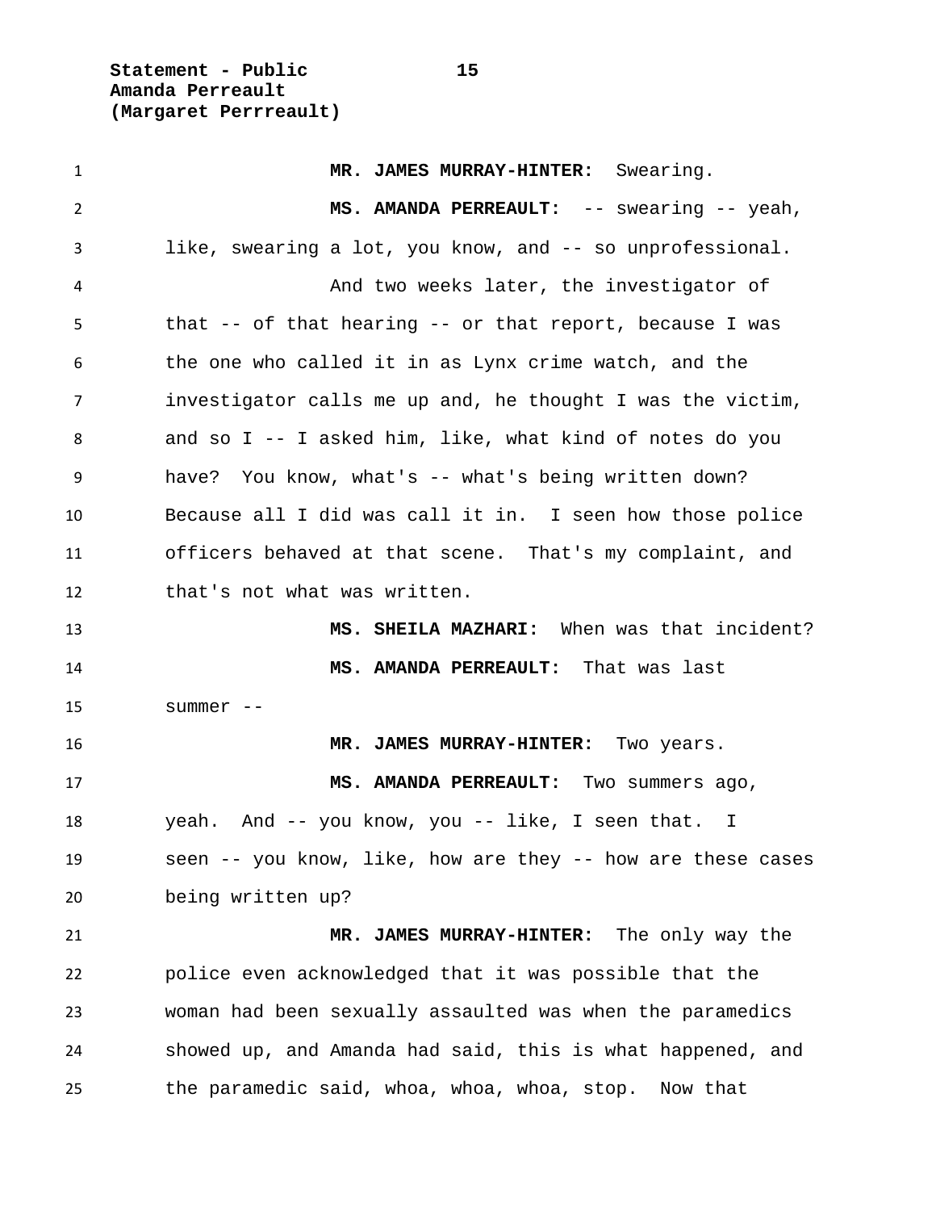**MR. JAMES MURRAY-HINTER:** Swearing.

**MS. AMANDA PERREAULT:** -- swearing -- yeah, like, swearing a lot, you know, and -- so unprofessional.

And two weeks later, the investigator of that -- of that hearing -- or that report, because I was the one who called it in as Lynx crime watch, and the investigator calls me up and, he thought I was the victim, and so I -- I asked him, like, what kind of notes do you have? You know, what's -- what's being written down? Because all I did was call it in. I seen how those police officers behaved at that scene. That's my complaint, and that's not what was written.

**MS. SHEILA MAZHARI:** When was that incident?

**MS. AMANDA PERREAULT:** That was last summer --

**MR. JAMES MURRAY-HINTER:** Two years.

**MS. AMANDA PERREAULT:** Two summers ago, yeah. And -- you know, you -- like, I seen that. I seen -- you know, like, how are they -- how are these cases being written up?

**MR. JAMES MURRAY-HINTER:** The only way the police even acknowledged that it was possible that the woman had been sexually assaulted was when the paramedics showed up, and Amanda had said, this is what happened, and the paramedic said, whoa, whoa, whoa, stop. Now that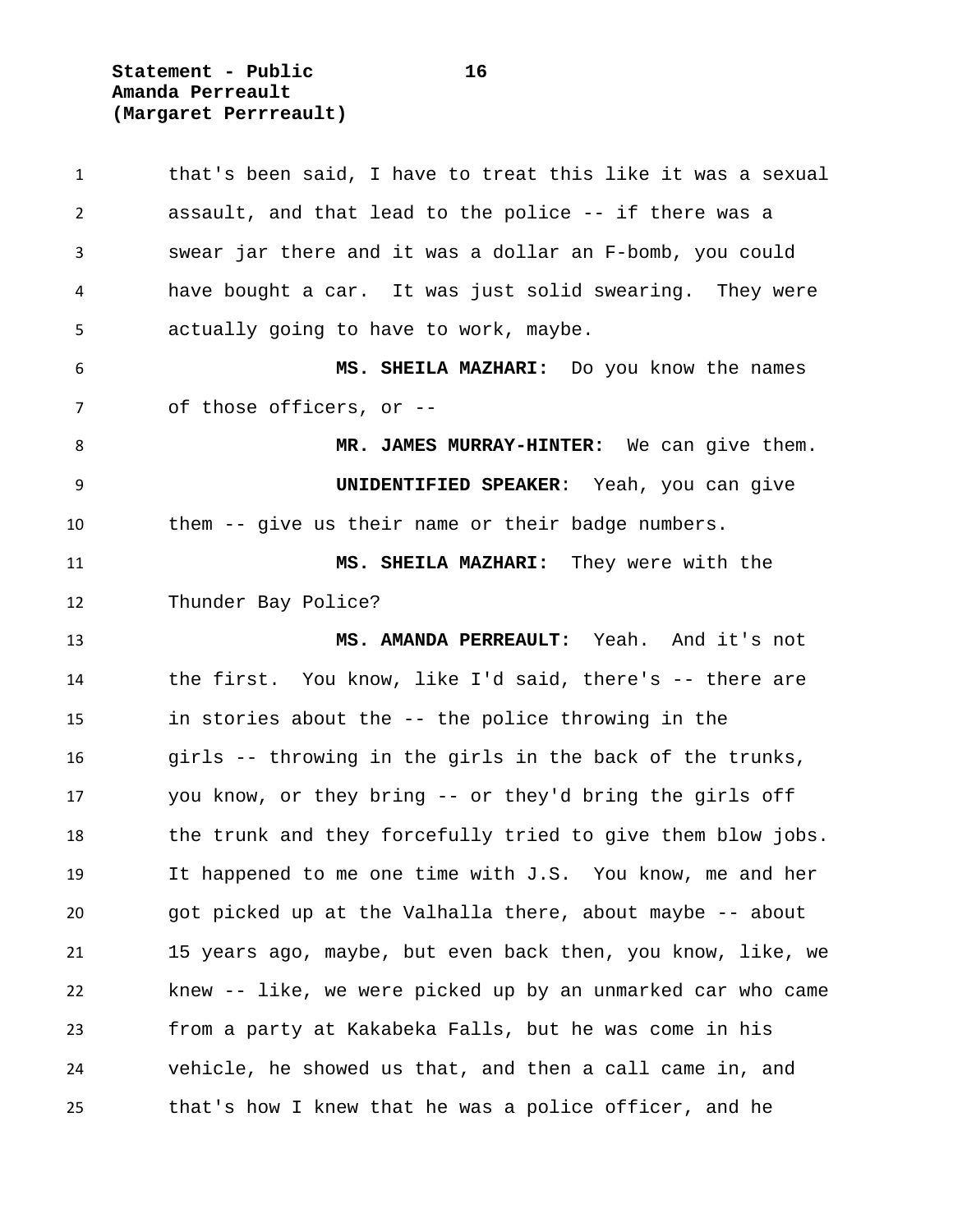that's been said, I have to treat this like it was a sexual assault, and that lead to the police -- if there was a swear jar there and it was a dollar an F-bomb, you could have bought a car.  It was just solid swearing.  They were actually going to have to work, maybe.

**MS. SHEILA MAZHARI:**  Do you know the names of those officers, or --

**MR. JAMES MURRAY-HINTER:**  We can give them.

**UNIDENTIFIED SPEAKER**:  Yeah, you can give them -- give us their name or their badge numbers.

**MS. SHEILA MAZHARI:**  They were with the Thunder Bay Police?

**MS. AMANDA PERREAULT:**  Yeah.  And it's not the first.  You know, like I'd said, there's -- there are in stories about the -- the police throwing in the girls -- throwing in the girls in the back of the trunks, you know, or they bring -- or they'd bring the girls off the trunk and they forcefully tried to give them blow jobs. It happened to me one time with J.S.  You know, me and her got picked up at the Valhalla there, about maybe -- about 15 years ago, maybe, but even back then, you know, like, we knew -- like, we were picked up by an unmarked car who came from a party at Kakabeka Falls, but he was come in his vehicle, he showed us that, and then a call came in, and that's how I knew that he was a police officer, and he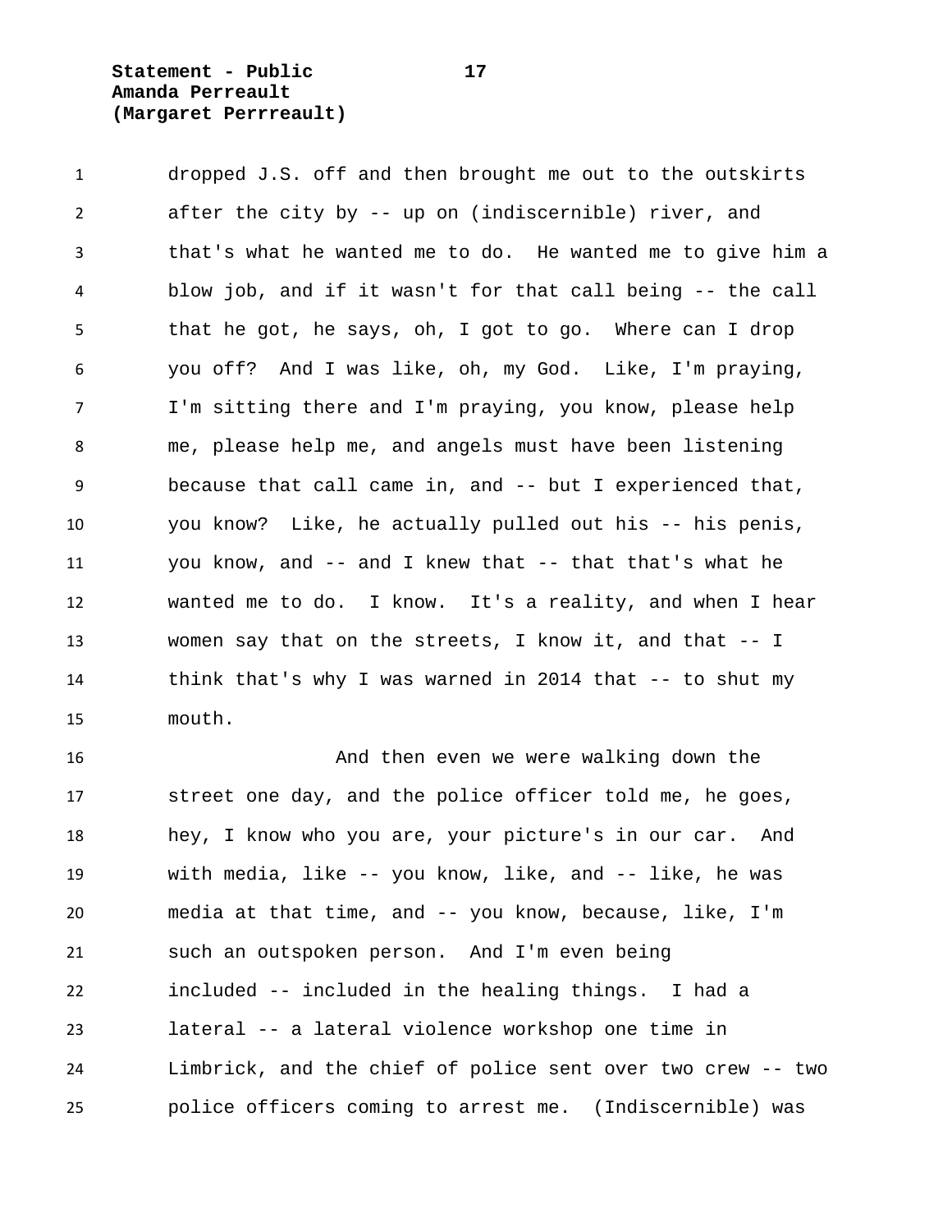dropped J.S. off and then brought me out to the outskirts after the city by -- up on (indiscernible) river, and that's what he wanted me to do. He wanted me to give him a blow job, and if it wasn't for that call being -- the call that he got, he says, oh, I got to go. Where can I drop you off? And I was like, oh, my God. Like, I'm praying, I'm sitting there and I'm praying, you know, please help me, please help me, and angels must have been listening because that call came in, and -- but I experienced that, you know? Like, he actually pulled out his -- his penis, you know, and -- and I knew that -- that that's what he wanted me to do. I know. It's a reality, and when I hear women say that on the streets, I know it, and that -- I think that's why I was warned in 2014 that -- to shut my mouth.

And then even we were walking down the street one day, and the police officer told me, he goes, hey, I know who you are, your picture's in our car. And with media, like -- you know, like, and -- like, he was media at that time, and -- you know, because, like, I'm such an outspoken person. And I'm even being included -- included in the healing things. I had a lateral -- a lateral violence workshop one time in Limbrick, and the chief of police sent over two crew -- two police officers coming to arrest me. (Indiscernible) was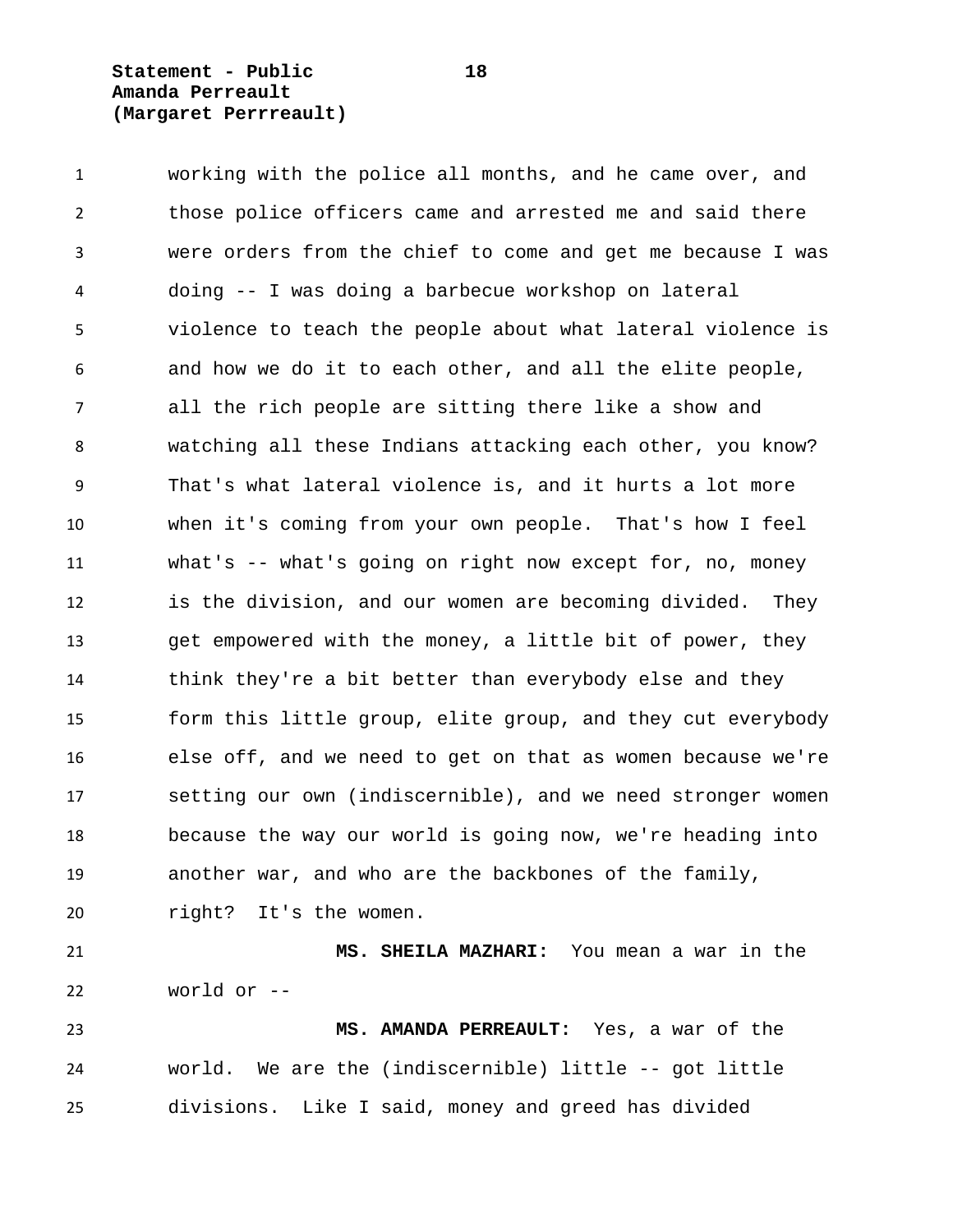working with the police all months, and he came over, and those police officers came and arrested me and said there were orders from the chief to come and get me because I was doing -- I was doing a barbecue workshop on lateral violence to teach the people about what lateral violence is and how we do it to each other, and all the elite people, all the rich people are sitting there like a show and watching all these Indians attacking each other, you know? That's what lateral violence is, and it hurts a lot more when it's coming from your own people. That's how I feel what's -- what's going on right now except for, no, money is the division, and our women are becoming divided. They get empowered with the money, a little bit of power, they think they're a bit better than everybody else and they form this little group, elite group, and they cut everybody else off, and we need to get on that as women because we're setting our own (indiscernible), and we need stronger women because the way our world is going now, we're heading into another war, and who are the backbones of the family, right? It's the women.

**MS. SHEILA MAZHARI:** You mean a war in the world or --

**MS. AMANDA PERREAULT:** Yes, a war of the world. We are the (indiscernible) little -- got little divisions. Like I said, money and greed has divided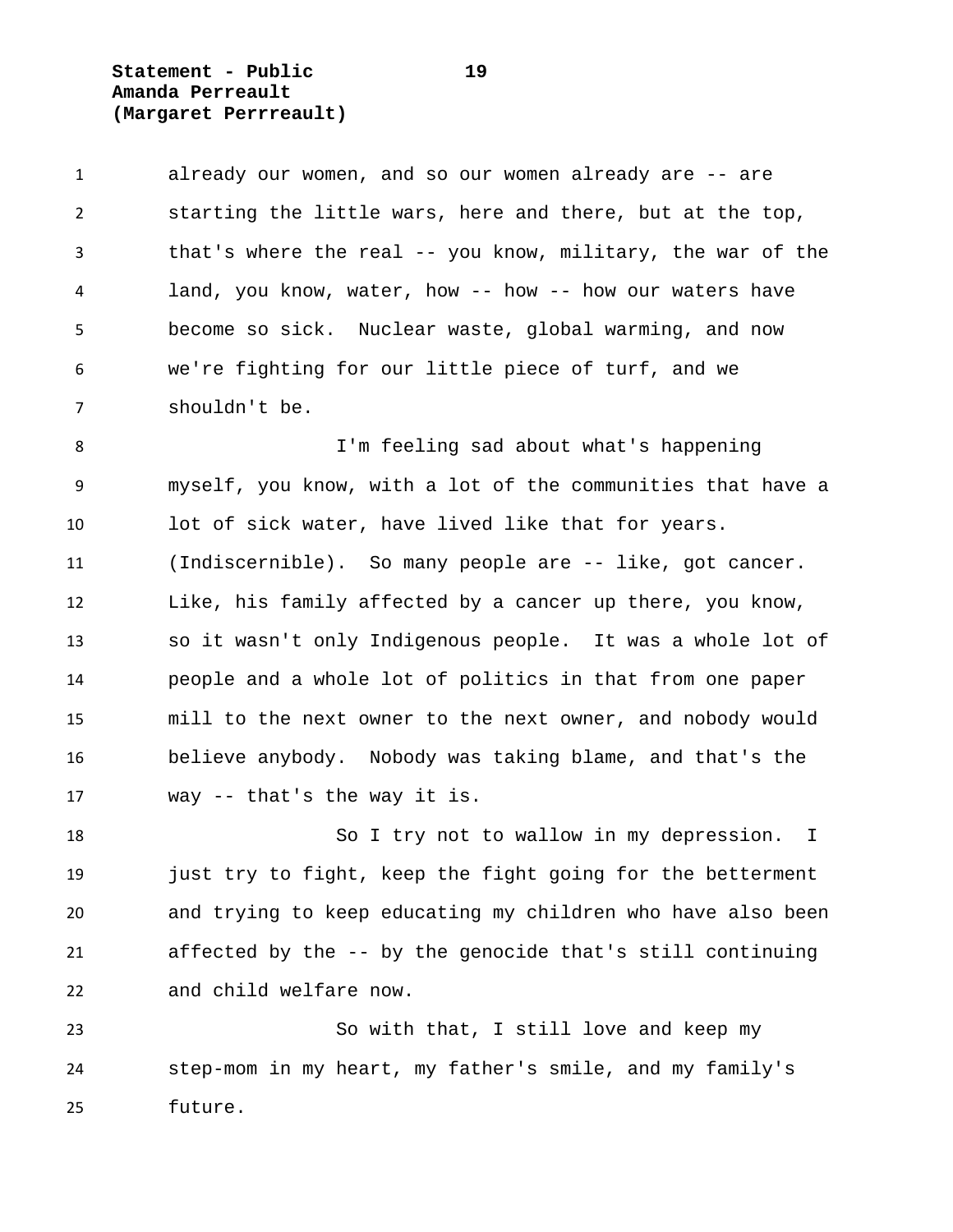already our women, and so our women already are -- are starting the little wars, here and there, but at the top, that's where the real -- you know, military, the war of the land, you know, water, how -- how -- how our waters have become so sick. Nuclear waste, global warming, and now we're fighting for our little piece of turf, and we shouldn't be.

I'm feeling sad about what's happening myself, you know, with a lot of the communities that have a lot of sick water, have lived like that for years. (Indiscernible). So many people are -- like, got cancer. Like, his family affected by a cancer up there, you know, so it wasn't only Indigenous people. It was a whole lot of people and a whole lot of politics in that from one paper mill to the next owner to the next owner, and nobody would believe anybody. Nobody was taking blame, and that's the way -- that's the way it is.

So I try not to wallow in my depression. I just try to fight, keep the fight going for the betterment and trying to keep educating my children who have also been affected by the -- by the genocide that's still continuing and child welfare now.

So with that, I still love and keep my step-mom in my heart, my father's smile, and my family's future.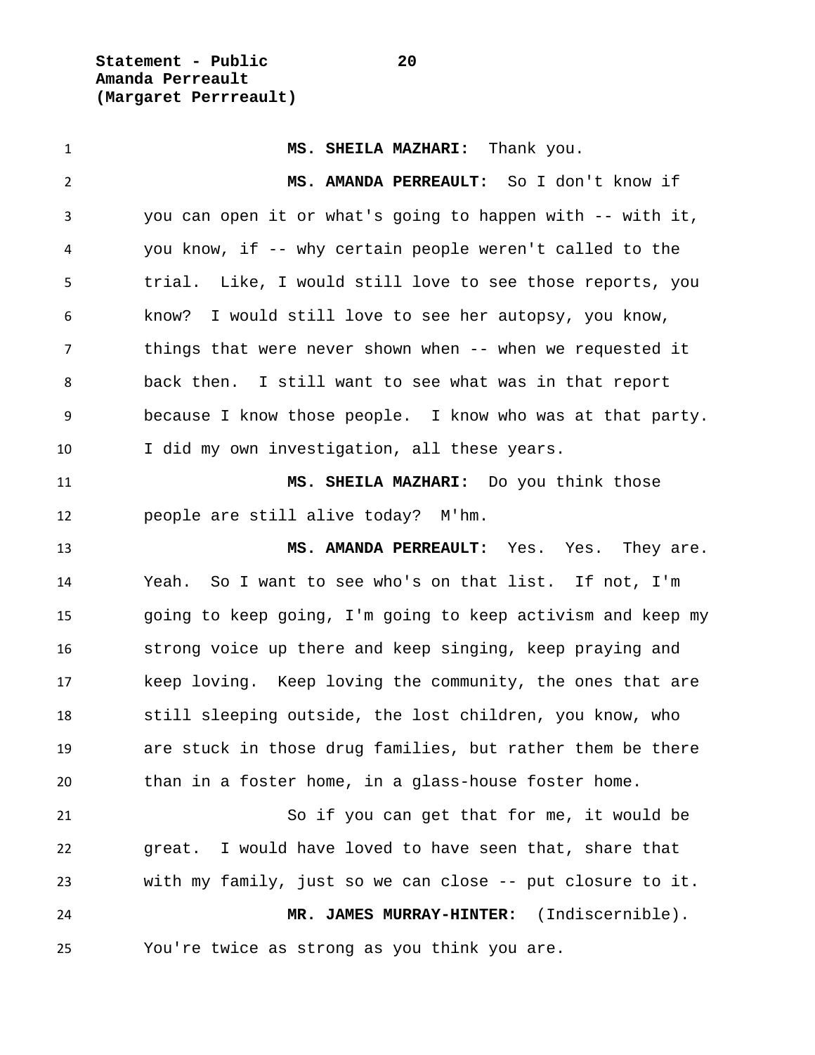**MS. SHEILA MAZHARI:** Thank you.

**MS. AMANDA PERREAULT:** So I don't know if you can open it or what's going to happen with -- with it, you know, if -- why certain people weren't called to the trial. Like, I would still love to see those reports, you know? I would still love to see her autopsy, you know, things that were never shown when -- when we requested it back then. I still want to see what was in that report because I know those people. I know who was at that party. I did my own investigation, all these years.

**MS. SHEILA MAZHARI:** Do you think those people are still alive today? M'hm.

**MS. AMANDA PERREAULT:** Yes. Yes. They are. Yeah. So I want to see who's on that list. If not, I'm going to keep going, I'm going to keep activism and keep my strong voice up there and keep singing, keep praying and keep loving. Keep loving the community, the ones that are still sleeping outside, the lost children, you know, who are stuck in those drug families, but rather them be there than in a foster home, in a glass-house foster home.

So if you can get that for me, it would be great. I would have loved to have seen that, share that with my family, just so we can close -- put closure to it.

**MR. JAMES MURRAY-HINTER:** (Indiscernible). You're twice as strong as you think you are.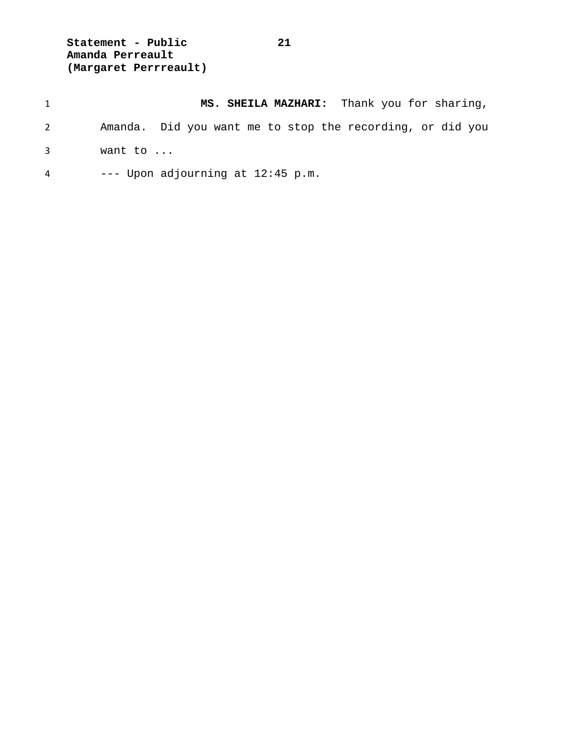**MS. SHEILA MAZHARI:** Thank you for sharing, Amanda. Did you want me to stop the recording, or did you want to ...

--- Upon adjourning at 12:45 p.m.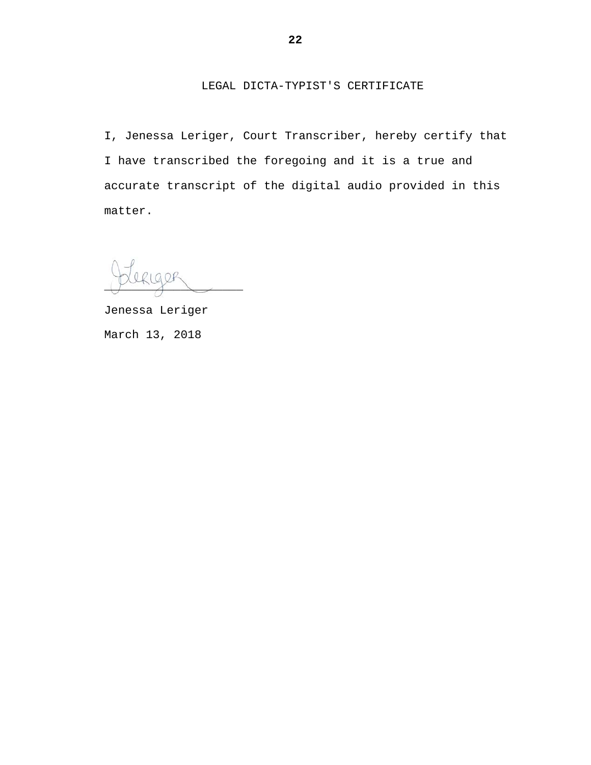## LEGAL DICTA-TYPIST'S CERTIFICATE

I, Jenessa Leriger, Court Transcriber, hereby certify that I have transcribed the foregoing and it is a true and accurate transcript of the digital audio provided in this matter.

\_\_\_\_\_\_\_\_\_\_\_\_\_\_\_\_\_\_\_\_\_\_\_\_

Jenessa Leriger

March 13, 2018